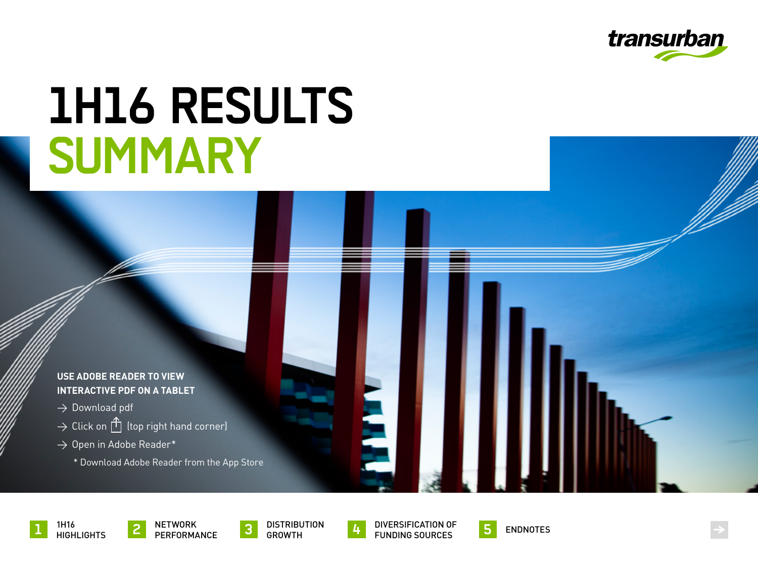transurban

# 1H16 RESULTS SUMMARY

**USE ADOBE READER TO VIEW INTERACTIVE PDF ON A TABLET**

- → Download pdf
- → Click on (top right hand corner)
- → Open in Adobe Reader*

\* Download Adobe Reader from the App Store

1. 1H16 HIGHLIGHTS
2. NETWORK PERFORMANCE
3. DISTRIBUTION GROWTH
4. DIVERSIFICATION OF FUNDING SOURCES
5. ENDNOTES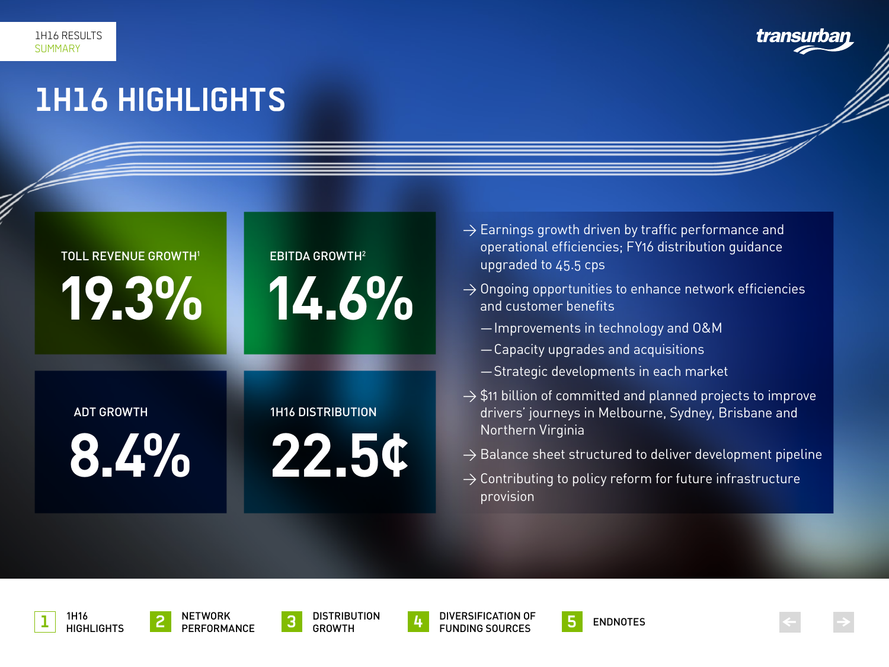# 1H16 HIGHLIGHTS

**TOLL REVENUE GROWTH[1]**
**19.3%**

**EBITDA GROWTH[2]**
**14.6%**

**ADT GROWTH**
**8.4%**

**1H16 DISTRIBUTION**
**22.5¢**

- Earnings growth driven by traffic performance and operational efficiencies; FY16 distribution guidance upgraded to 45.5 cps
- Ongoing opportunities to enhance network efficiencies and customer benefits
  - Improvements in technology and O&M
  - Capacity upgrades and acquisitions
  - Strategic developments in each market
- $11 billion of committed and planned projects to improve drivers' journeys in Melbourne, Sydney, Brisbane and Northern Virginia
- Balance sheet structured to deliver development pipeline
- Contributing to policy reform for future infrastructure provision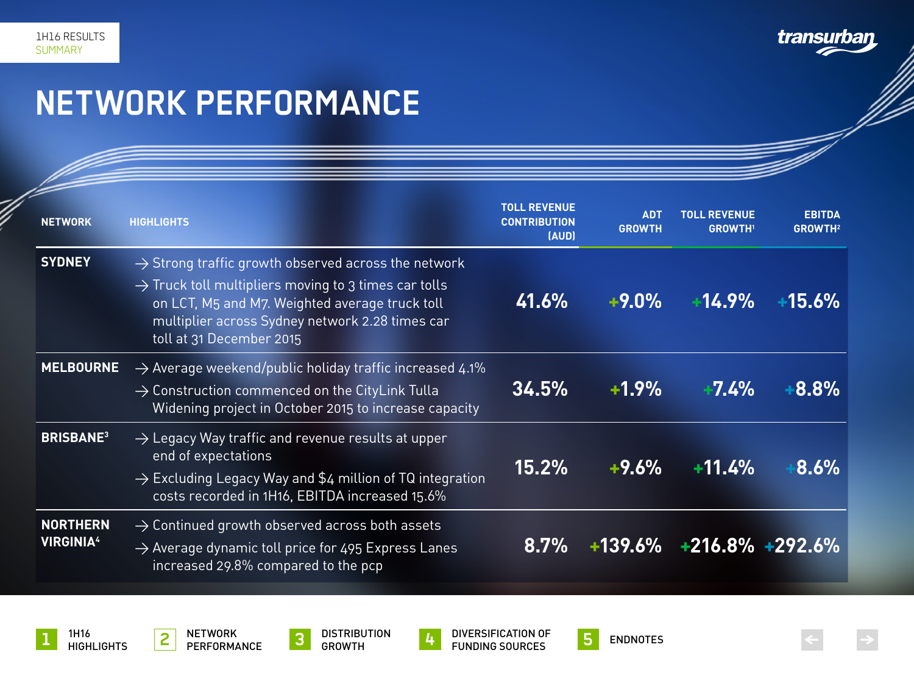1H16 RESULTS
SUMMARY

# NETWORK PERFORMANCE

| NETWORK | HIGHLIGHTS | TOLL REVENUE CONTRIBUTION (AUD) | ADT GROWTH | TOLL REVENUE GROWTH[1] | EBITDA GROWTH[2] |
|---|---|---|---|---|---|
| SYDNEY | → Strong traffic growth observed across the network<br>→ Truck toll multipliers moving to 3 times car tolls on LCT, M5 and M7. Weighted average truck toll multiplier across Sydney network 2.28 times car toll at 31 December 2015 | 41.6% | +9.0% | +14.9% | +15.6% |
| MELBOURNE | → Average weekend/public holiday traffic increased 4.1%<br>→ Construction commenced on the CityLink Tulla Widening project in October 2015 to increase capacity | 34.5% | +1.9% | +7.4% | +8.8% |
| BRISBANE[3] | → Legacy Way traffic and revenue results at upper end of expectations<br>→ Excluding Legacy Way and $4 million of TQ integration costs recorded in 1H16, EBITDA increased 15.6% | 15.2% | +9.6% | +11.4% | +8.6% |
| NORTHERN VIRGINIA[4] | → Continued growth observed across both assets<br>→ Average dynamic toll price for 495 Express Lanes increased 29.8% compared to the pcp | 8.7% | +139.6% | +216.8% | +292.6% |

1 1H16 HIGHLIGHTS | 2 NETWORK PERFORMANCE | 3 DISTRIBUTION GROWTH | 4 DIVERSIFICATION OF FUNDING SOURCES | 5 ENDNOTES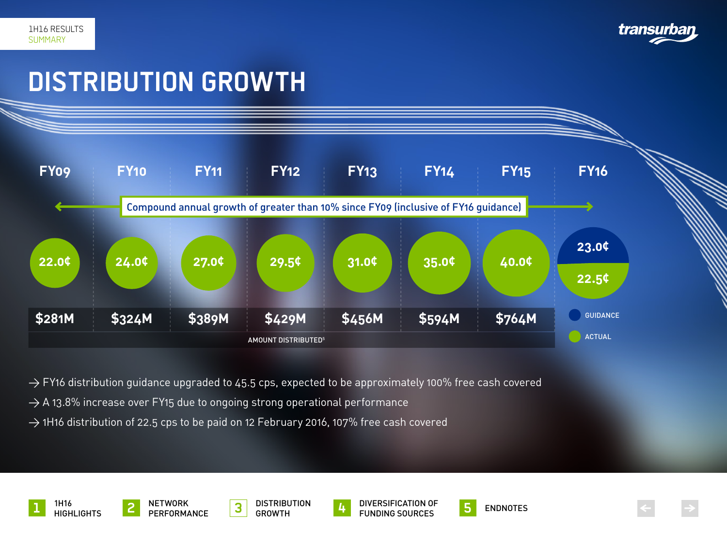# DISTRIBUTION GROWTH

Compound annual growth of greater than 10% since FY09 (inclusive of FY16 guidance)

| | FY09 | FY10 | FY11 | FY12 | FY13 | FY14 | FY15 | FY16 |
|---|---|---|---|---|---|---|---|---|
| Distribution | 22.0¢ | 24.0¢ | 27.0¢ | 29.5¢ | 31.0¢ | 35.0¢ | 40.0¢ | 23.0¢ (Guidance) / 22.5¢ (Actual) |
| Amount distributed[5] | $281M | $324M | $389M | $429M | $456M | $594M | $764M | |

- → FY16 distribution guidance upgraded to 45.5 cps, expected to be approximately 100% free cash covered
- → A 13.8% increase over FY15 due to ongoing strong operational performance
- → 1H16 distribution of 22.5 cps to be paid on 12 February 2016, 107% free cash covered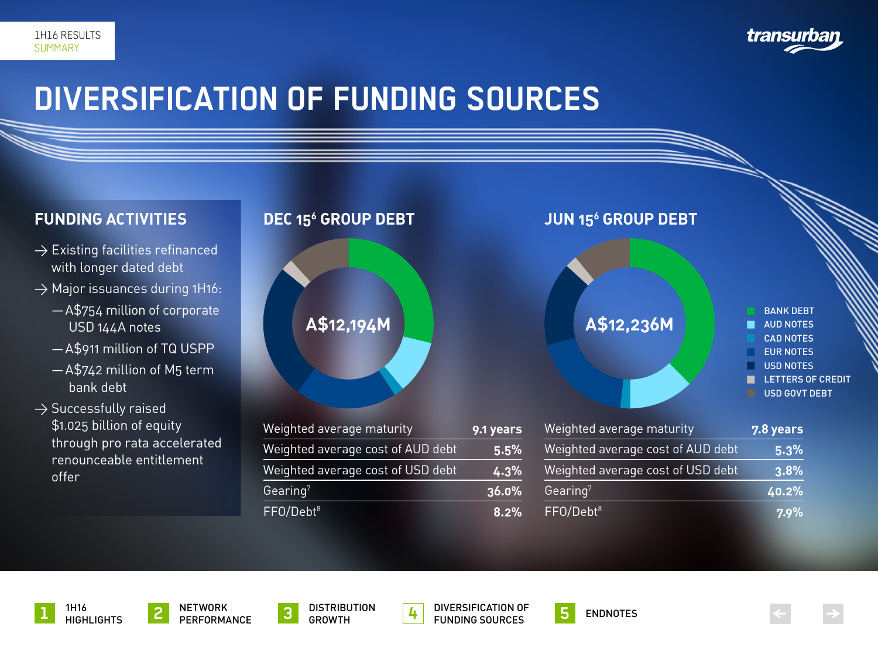# DIVERSIFICATION OF FUNDING SOURCES

## FUNDING ACTIVITIES

- Existing facilities refinanced with longer dated debt
- Major issuances during 1H16:
  - A$754 million of corporate USD 144A notes
  - A$911 million of TQ USPP
  - A$742 million of M5 term bank debt
- Successfully raised $1.025 billion of equity through pro rata accelerated renounceable entitlement offer

## DEC 15[6] GROUP DEBT

A$12,194M

| | |
|---|---|
| Weighted average maturity | 9.1 years |
| Weighted average cost of AUD debt | 5.5% |
| Weighted average cost of USD debt | 4.3% |
| Gearing[7] | 36.0% |
| FFO/Debt[8] | 8.2% |

## JUN 15[6] GROUP DEBT

A$12,236M

| | |
|---|---|
| Weighted average maturity | 7.8 years |
| Weighted average cost of AUD debt | 5.3% |
| Weighted average cost of USD debt | 3.8% |
| Gearing[7] | 40.2% |
| FFO/Debt[8] | 7.9% |

- BANK DEBT
- AUD NOTES
- CAD NOTES
- EUR NOTES
- USD NOTES
- LETTERS OF CREDIT
- USD GOVT DEBT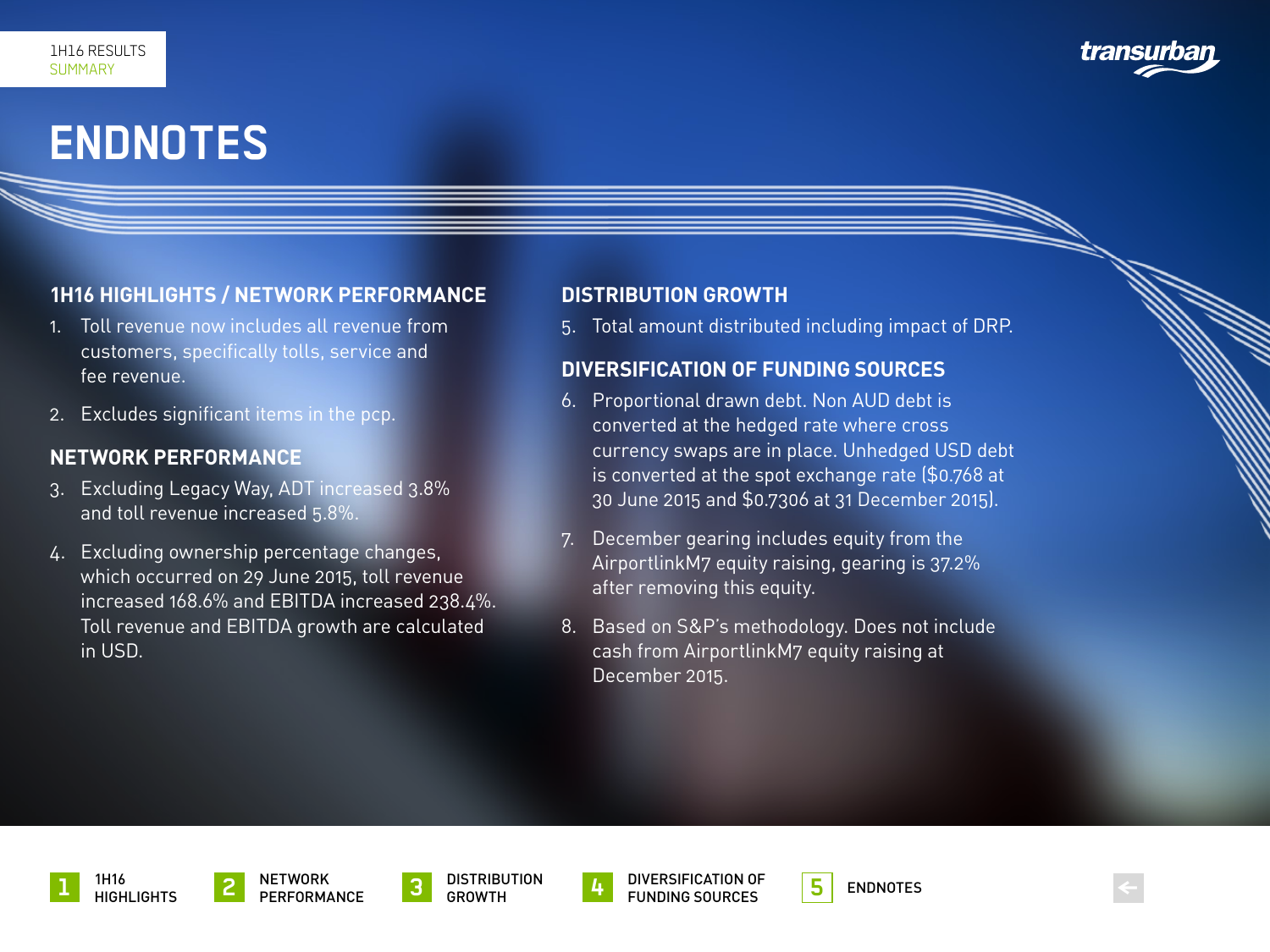# ENDNOTES

## 1H16 HIGHLIGHTS / NETWORK PERFORMANCE

1. Toll revenue now includes all revenue from customers, specifically tolls, service and fee revenue.
2. Excludes significant items in the pcp.

## NETWORK PERFORMANCE

3. Excluding Legacy Way, ADT increased 3.8% and toll revenue increased 5.8%.
4. Excluding ownership percentage changes, which occurred on 29 June 2015, toll revenue increased 168.6% and EBITDA increased 238.4%. Toll revenue and EBITDA growth are calculated in USD.

## DISTRIBUTION GROWTH

5. Total amount distributed including impact of DRP.

## DIVERSIFICATION OF FUNDING SOURCES

6. Proportional drawn debt. Non AUD debt is converted at the hedged rate where cross currency swaps are in place. Unhedged USD debt is converted at the spot exchange rate ($0.768 at 30 June 2015 and $0.7306 at 31 December 2015).
7. December gearing includes equity from the AirportlinkM7 equity raising, gearing is 37.2% after removing this equity.
8. Based on S&P's methodology. Does not include cash from AirportlinkM7 equity raising at December 2015.